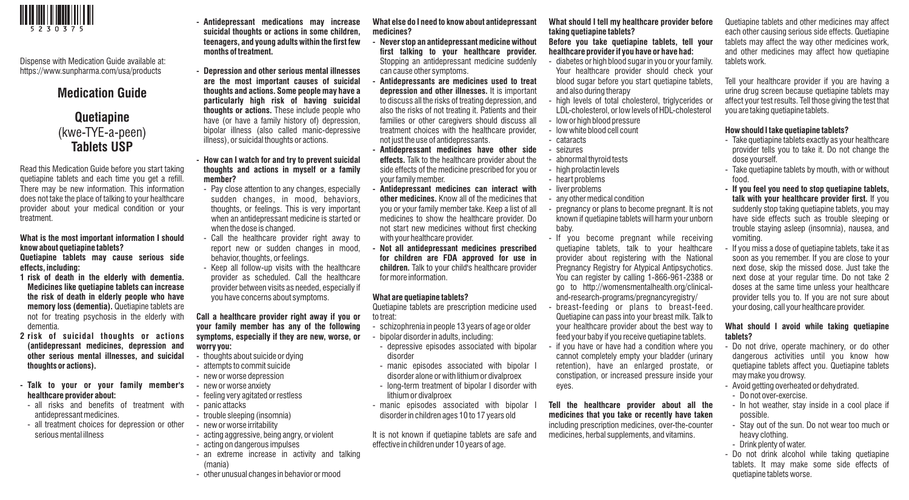Dispense with Medication Guide available at: https://www.sunpharma.com/usa/products

# Medication Guide

## Quetiapine
(kwe-TYE-a-peen)
**Tablets USP**

Read this Medication Guide before you start taking quetiapine tablets and each time you get a refill. There may be new information. This information does not take the place of talking to your healthcare provider about your medical condition or your treatment.

**What is the most important information I should know about quetiapine tablets?**

**Quetiapine tablets may cause serious side effects, including:**

1. **risk of death in the elderly with dementia. Medicines like quetiapine tablets can increase the risk of death in elderly people who have memory loss (dementia).** Quetiapine tablets are not for treating psychosis in the elderly with dementia.
2. **risk of suicidal thoughts or actions (antidepressant medicines, depression and other serious mental illnesses, and suicidal thoughts or actions).**

- **Talk to your or your family member's healthcare provider about:**
  - all risks and benefits of treatment with antidepressant medicines.
  - all treatment choices for depression or other serious mental illness
- **Antidepressant medications may increase suicidal thoughts or actions in some children, teenagers, and young adults within the first few months of treatment.**
- **Depression and other serious mental illnesses are the most important causes of suicidal thoughts and actions. Some people may have a particularly high risk of having suicidal thoughts or actions.** These include people who have (or have a family history of) depression, bipolar illness (also called manic-depressive illness), or suicidal thoughts or actions.
- **How can I watch for and try to prevent suicidal thoughts and actions in myself or a family member?**
  - Pay close attention to any changes, especially sudden changes, in mood, behaviors, thoughts, or feelings. This is very important when an antidepressant medicine is started or when the dose is changed.
  - Call the healthcare provider right away to report new or sudden changes in mood, behavior, thoughts, or feelings.
  - Keep all follow-up visits with the healthcare provider as scheduled. Call the healthcare provider between visits as needed, especially if you have concerns about symptoms.

**Call a healthcare provider right away if you or your family member has any of the following symptoms, especially if they are new, worse, or worry you:**

- thoughts about suicide or dying
- attempts to commit suicide
- new or worse depression
- new or worse anxiety
- feeling very agitated or restless
- panic attacks
- trouble sleeping (insomnia)
- new or worse irritability
- acting aggressive, being angry, or violent
- acting on dangerous impulses
- an extreme increase in activity and talking (mania)
- other unusual changes in behavior or mood

**What else do I need to know about antidepressant medicines?**

- **Never stop an antidepressant medicine without first talking to your healthcare provider.** Stopping an antidepressant medicine suddenly can cause other symptoms.
- **Antidepressants are medicines used to treat depression and other illnesses.** It is important to discuss all the risks of treating depression, and also the risks of not treating it. Patients and their families or other caregivers should discuss all treatment choices with the healthcare provider, not just the use of antidepressants.
- **Antidepressant medicines have other side effects.** Talk to the healthcare provider about the side effects of the medicine prescribed for you or your family member.
- **Antidepressant medicines can interact with other medicines.** Know all of the medicines that you or your family member take. Keep a list of all medicines to show the healthcare provider. Do not start new medicines without first checking with your healthcare provider.
- **Not all antidepressant medicines prescribed for children are FDA approved for use in children.** Talk to your child's healthcare provider for more information.

**What are quetiapine tablets?**

Quetiapine tablets are prescription medicine used to treat:

- schizophrenia in people 13 years of age or older
- bipolar disorder in adults, including:
  - depressive episodes associated with bipolar disorder
  - manic episodes associated with bipolar I disorder alone or with lithium or divalproex
  - long-term treatment of bipolar I disorder with lithium or divalproex
- manic episodes associated with bipolar I disorder in children ages 10 to 17 years old

It is not known if quetiapine tablets are safe and effective in children under 10 years of age.

**What should I tell my healthcare provider before taking quetiapine tablets?**

**Before you take quetiapine tablets, tell your healthcare provider if you have or have had:**

- diabetes or high blood sugar in you or your family. Your healthcare provider should check your blood sugar before you start quetiapine tablets, and also during therapy
- high levels of total cholesterol, triglycerides or LDL-cholesterol, or low levels of HDL-cholesterol
- low or high blood pressure
- low white blood cell count
- cataracts
- seizures
- abnormal thyroid tests
- high prolactin levels
- heart problems
- liver problems
- any other medical condition
- pregnancy or plans to become pregnant. It is not known if quetiapine tablets will harm your unborn baby.
- If you become pregnant while receiving quetiapine tablets, talk to your healthcare provider about registering with the National Pregnancy Registry for Atypical Antipsychotics. You can register by calling 1-866-961-2388 or go to http://womensmentalhealth.org/clinical-and-research-programs/pregnancyregistry/
- breast-feeding or plans to breast-feed. Quetiapine can pass into your breast milk. Talk to your healthcare provider about the best way to feed your baby if you receive quetiapine tablets.
- if you have or have had a condition where you cannot completely empty your bladder (urinary retention), have an enlarged prostate, or constipation, or increased pressure inside your eyes.

**Tell the healthcare provider about all the medicines that you take or recently have taken** including prescription medicines, over-the-counter medicines, herbal supplements, and vitamins.

Quetiapine tablets and other medicines may affect each other causing serious side effects. Quetiapine tablets may affect the way other medicines work, and other medicines may affect how quetiapine tablets work.

Tell your healthcare provider if you are having a urine drug screen because quetiapine tablets may affect your test results. Tell those giving the test that you are taking quetiapine tablets.

**How should I take quetiapine tablets?**

- Take quetiapine tablets exactly as your healthcare provider tells you to take it. Do not change the dose yourself.
- Take quetiapine tablets by mouth, with or without food.
- **If you feel you need to stop quetiapine tablets, talk with your healthcare provider first.** If you suddenly stop taking quetiapine tablets, you may have side effects such as trouble sleeping or trouble staying asleep (insomnia), nausea, and vomiting.
- If you miss a dose of quetiapine tablets, take it as soon as you remember. If you are close to your next dose, skip the missed dose. Just take the next dose at your regular time. Do not take 2 doses at the same time unless your healthcare provider tells you to. If you are not sure about your dosing, call your healthcare provider.

**What should I avoid while taking quetiapine tablets?**

- Do not drive, operate machinery, or do other dangerous activities until you know how quetiapine tablets affect you. Quetiapine tablets may make you drowsy.
- Avoid getting overheated or dehydrated.
  - Do not over-exercise.
  - In hot weather, stay inside in a cool place if possible.
  - Stay out of the sun. Do not wear too much or heavy clothing.
  - Drink plenty of water.
- Do not drink alcohol while taking quetiapine tablets. It may make some side effects of quetiapine tablets worse.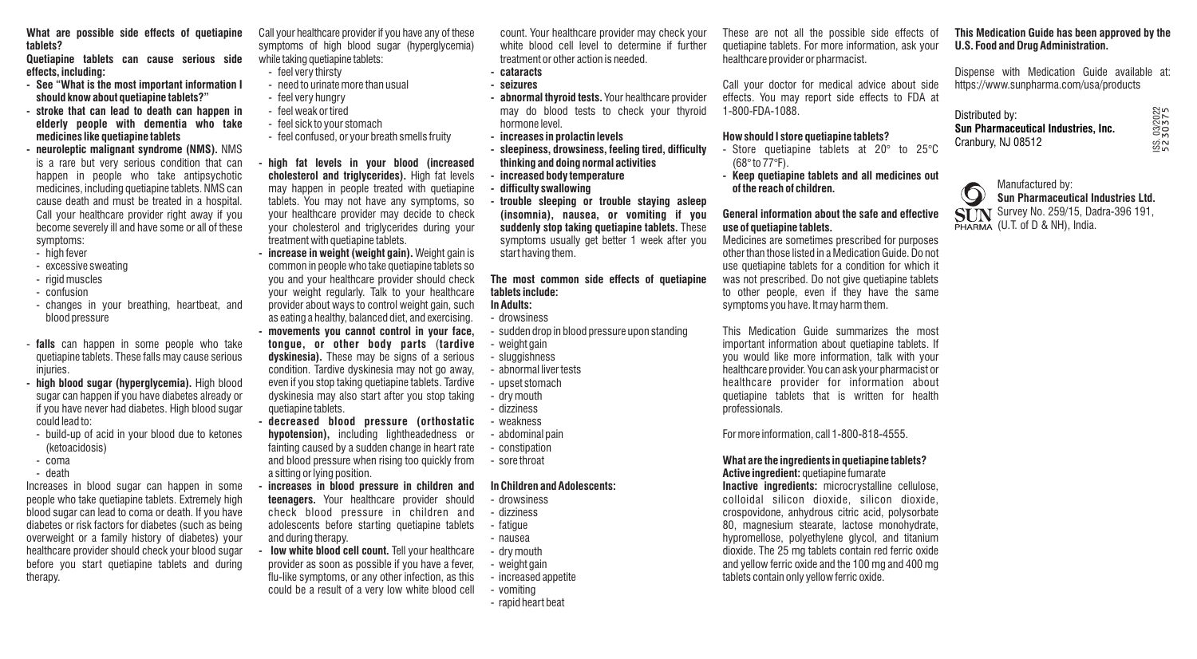**What are possible side effects of quetiapine tablets?**

**Quetiapine tablets can cause serious side effects, including:**

- **See "What is the most important information I should know about quetiapine tablets?"**
- **stroke that can lead to death can happen in elderly people with dementia who take medicines like quetiapine tablets**
- **neuroleptic malignant syndrome (NMS).** NMS is a rare but very serious condition that can happen in people who take antipsychotic medicines, including quetiapine tablets. NMS can cause death and must be treated in a hospital. Call your healthcare provider right away if you become severely ill and have some or all of these symptoms:
  - high fever
  - excessive sweating
  - rigid muscles
  - confusion
  - changes in your breathing, heartbeat, and blood pressure
- **falls** can happen in some people who take quetiapine tablets. These falls may cause serious injuries.
- **high blood sugar (hyperglycemia).** High blood sugar can happen if you have diabetes already or if you have never had diabetes. High blood sugar could lead to:
  - build-up of acid in your blood due to ketones (ketoacidosis)
  - coma
  - death

Increases in blood sugar can happen in some people who take quetiapine tablets. Extremely high blood sugar can lead to coma or death. If you have diabetes or risk factors for diabetes (such as being overweight or a family history of diabetes) your healthcare provider should check your blood sugar before you start quetiapine tablets and during therapy.

Call your healthcare provider if you have any of these symptoms of high blood sugar (hyperglycemia) while taking quetiapine tablets:

- feel very thirsty
- need to urinate more than usual
- feel very hungry
- feel weak or tired
- feel sick to your stomach
- feel confused, or your breath smells fruity

- **high fat levels in your blood (increased cholesterol and triglycerides).** High fat levels may happen in people treated with quetiapine tablets. You may not have any symptoms, so your healthcare provider may decide to check your cholesterol and triglycerides during your treatment with quetiapine tablets.
- **increase in weight (weight gain).** Weight gain is common in people who take quetiapine tablets so you and your healthcare provider should check your weight regularly. Talk to your healthcare provider about ways to control weight gain, such as eating a healthy, balanced diet, and exercising.
- **movements you cannot control in your face, tongue, or other body parts (tardive dyskinesia).** These may be signs of a serious condition. Tardive dyskinesia may not go away, even if you stop taking quetiapine tablets. Tardive dyskinesia may also start after you stop taking quetiapine tablets.
- **decreased blood pressure (orthostatic hypotension),** including lightheadedness or fainting caused by a sudden change in heart rate and blood pressure when rising too quickly from a sitting or lying position.
- **increases in blood pressure in children and teenagers.** Your healthcare provider should check blood pressure in children and adolescents before starting quetiapine tablets and during therapy.
- **low white blood cell count.** Tell your healthcare provider as soon as possible if you have a fever, flu-like symptoms, or any other infection, as this could be a result of a very low white blood cell count. Your healthcare provider may check your white blood cell level to determine if further treatment or other action is needed.
- **cataracts**
- **seizures**
- **abnormal thyroid tests.** Your healthcare provider may do blood tests to check your thyroid hormone level.
- **increases in prolactin levels**
- **sleepiness, drowsiness, feeling tired, difficulty thinking and doing normal activities**
- **increased body temperature**
- **difficulty swallowing**
- **trouble sleeping or trouble staying asleep (insomnia), nausea, or vomiting if you suddenly stop taking quetiapine tablets.** These symptoms usually get better 1 week after you start having them.

**The most common side effects of quetiapine tablets include:**

**In Adults:**

- drowsiness
- sudden drop in blood pressure upon standing
- weight gain
- sluggishness
- abnormal liver tests
- upset stomach
- dry mouth
- dizziness
- weakness
- abdominal pain
- constipation
- sore throat

**In Children and Adolescents:**

- drowsiness
- dizziness
- fatigue
- nausea
- dry mouth
- weight gain
- increased appetite
- vomiting
- rapid heart beat

These are not all the possible side effects of quetiapine tablets. For more information, ask your healthcare provider or pharmacist.

Call your doctor for medical advice about side effects. You may report side effects to FDA at 1-800-FDA-1088.

**How should I store quetiapine tablets?**

- Store quetiapine tablets at 20° to 25°C (68° to 77°F).
- **Keep quetiapine tablets and all medicines out of the reach of children.**

**General information about the safe and effective use of quetiapine tablets.**

Medicines are sometimes prescribed for purposes other than those listed in a Medication Guide. Do not use quetiapine tablets for a condition for which it was not prescribed. Do not give quetiapine tablets to other people, even if they have the same symptoms you have. It may harm them.

This Medication Guide summarizes the most important information about quetiapine tablets. If you would like more information, talk with your healthcare provider. You can ask your pharmacist or healthcare provider for information about quetiapine tablets that is written for health professionals.

For more information, call 1-800-818-4555.

**What are the ingredients in quetiapine tablets?**

**Active ingredient:** quetiapine fumarate

**Inactive ingredients:** microcrystalline cellulose, colloidal silicon dioxide, silicon dioxide, crospovidone, anhydrous citric acid, polysorbate 80, magnesium stearate, lactose monohydrate, hypromellose, polyethylene glycol, and titanium dioxide. The 25 mg tablets contain red ferric oxide and yellow ferric oxide and the 100 mg and 400 mg tablets contain only yellow ferric oxide.

**This Medication Guide has been approved by the U.S. Food and Drug Administration.**

Dispense with Medication Guide available at: https://www.sunpharma.com/usa/products

Distributed by:
**Sun Pharmaceutical Industries, Inc.**
Cranbury, NJ 08512

ISS. 03/2022
5230375

Manufactured by:
**Sun Pharmaceutical Industries Ltd.**
Survey No. 259/15, Dadra-396 191,
(U.T. of D & NH), India.